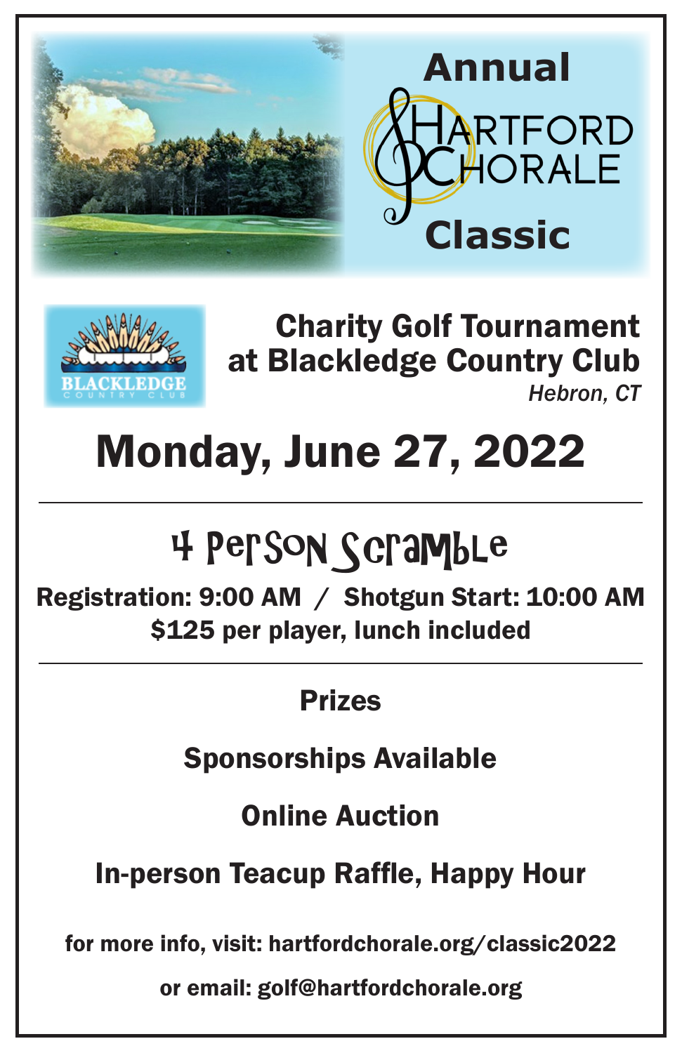# Annual Hartford Chorale Classic

BLACKLEDGE COUNTRY CLUB

## Charity Golf Tournament at Blackledge Country Club

*Hebron, CT*

# Monday, June 27, 2022

---

## 4 Person Scramble

**Registration: 9:00 AM / Shotgun Start: 10:00 AM**
**$125 per player, lunch included**

---

**Prizes**

**Sponsorships Available**

**Online Auction**

**In-person Teacup Raffle, Happy Hour**

**for more info, visit: hartfordchorale.org/classic2022**

**or email: golf@hartfordchorale.org**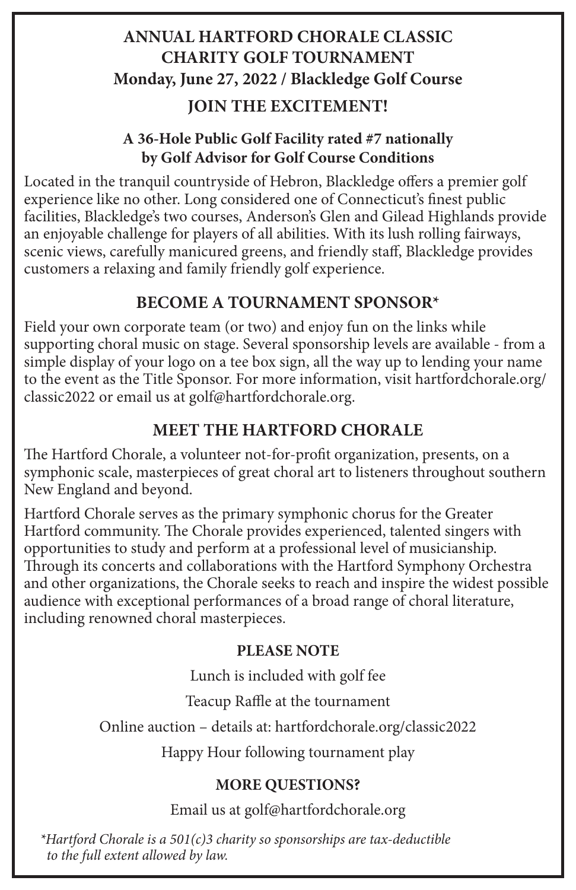# ANNUAL HARTFORD CHORALE CLASSIC CHARITY GOLF TOURNAMENT

**Monday, June 27, 2022 / Blackledge Golf Course**

## JOIN THE EXCITEMENT!

### A 36-Hole Public Golf Facility rated #7 nationally by Golf Advisor for Golf Course Conditions

Located in the tranquil countryside of Hebron, Blackledge offers a premier golf experience like no other. Long considered one of Connecticut's finest public facilities, Blackledge's two courses, Anderson's Glen and Gilead Highlands provide an enjoyable challenge for players of all abilities. With its lush rolling fairways, scenic views, carefully manicured greens, and friendly staff, Blackledge provides customers a relaxing and family friendly golf experience.

## BECOME A TOURNAMENT SPONSOR*

Field your own corporate team (or two) and enjoy fun on the links while supporting choral music on stage. Several sponsorship levels are available - from a simple display of your logo on a tee box sign, all the way up to lending your name to the event as the Title Sponsor. For more information, visit hartfordchorale.org/classic2022 or email us at golf@hartfordchorale.org.

## MEET THE HARTFORD CHORALE

The Hartford Chorale, a volunteer not-for-profit organization, presents, on a symphonic scale, masterpieces of great choral art to listeners throughout southern New England and beyond.

Hartford Chorale serves as the primary symphonic chorus for the Greater Hartford community. The Chorale provides experienced, talented singers with opportunities to study and perform at a professional level of musicianship. Through its concerts and collaborations with the Hartford Symphony Orchestra and other organizations, the Chorale seeks to reach and inspire the widest possible audience with exceptional performances of a broad range of choral literature, including renowned choral masterpieces.

### PLEASE NOTE

Lunch is included with golf fee

Teacup Raffle at the tournament

Online auction – details at: hartfordchorale.org/classic2022

Happy Hour following tournament play

### MORE QUESTIONS?

Email us at golf@hartfordchorale.org

*\*Hartford Chorale is a 501(c)3 charity so sponsorships are tax-deductible to the full extent allowed by law.*